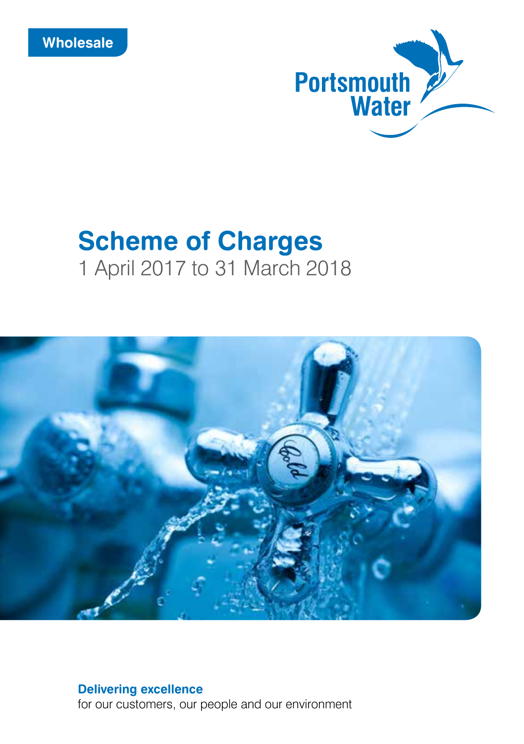Wholesale

Portsmouth Water

# Scheme of Charges

1 April 2017 to 31 March 2018

**Delivering excellence**
for our customers, our people and our environment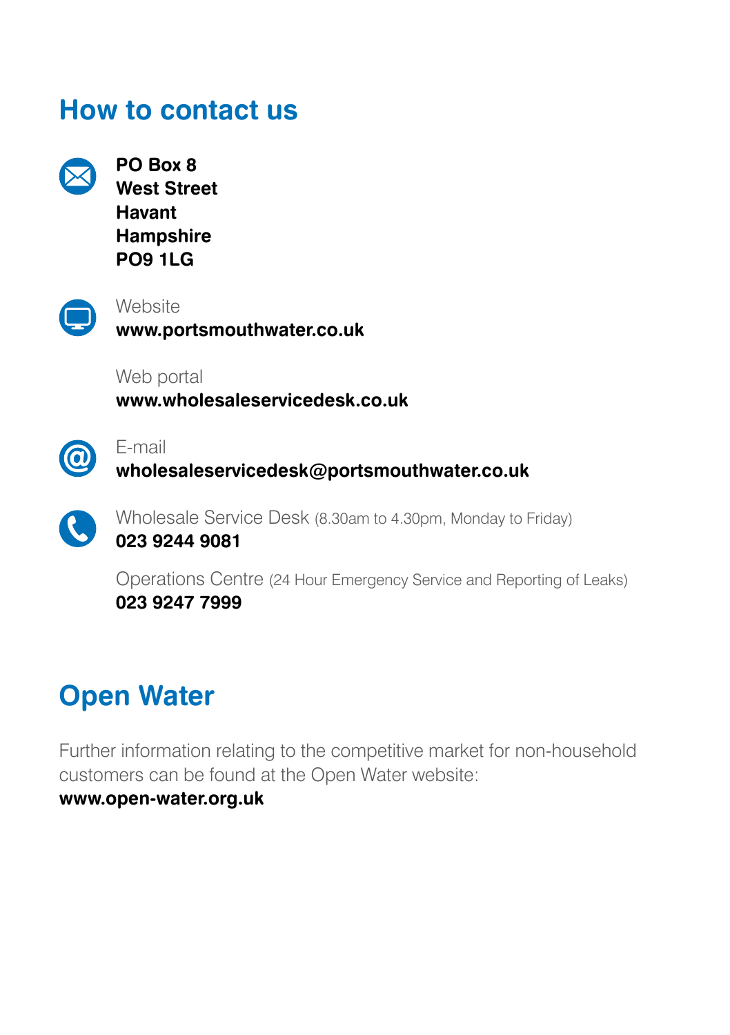## How to contact us

**PO Box 8**
**West Street**
**Havant**
**Hampshire**
**PO9 1LG**

Website
**www.portsmouthwater.co.uk**

Web portal
**www.wholesaleservicedesk.co.uk**

E-mail
**wholesaleservicedesk@portsmouthwater.co.uk**

Wholesale Service Desk (8.30am to 4.30pm, Monday to Friday)
**023 9244 9081**

Operations Centre (24 Hour Emergency Service and Reporting of Leaks)
**023 9247 7999**

## Open Water

Further information relating to the competitive market for non-household customers can be found at the Open Water website:
**www.open-water.org.uk**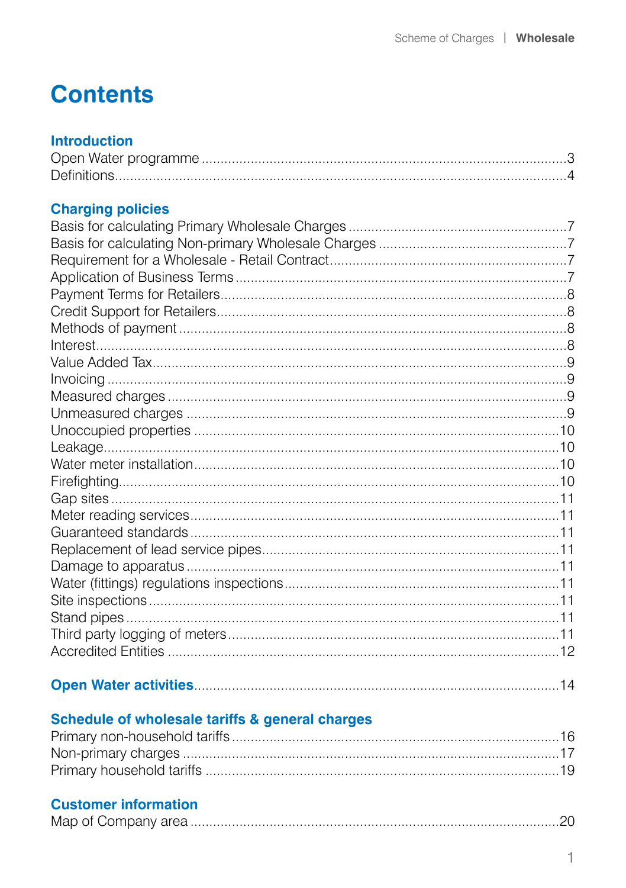# Contents

## Introduction

Open Water programme ........................................................................................3
Definitions.....................................................................................................4

## Charging policies

Basis for calculating Primary Wholesale Charges ..........................................7
Basis for calculating Non-primary Wholesale Charges ...................................7
Requirement for a Wholesale - Retail Contract................................................7
Application of Business Terms .......................................................................7
Payment Terms for Retailers...........................................................................8
Credit Support for Retailers............................................................................8
Methods of payment .......................................................................................8
Interest.............................................................................................................8
Value Added Tax..............................................................................................9
Invoicing ..........................................................................................................9
Measured charges ...........................................................................................9
Unmeasured charges .......................................................................................9
Unoccupied properties ...................................................................................10
Leakage..........................................................................................................10
Water meter installation..................................................................................10
Firefighting.....................................................................................................10
Gap sites ........................................................................................................11
Meter reading services...................................................................................11
Guaranteed standards ...................................................................................11
Replacement of lead service pipes................................................................11
Damage to apparatus ....................................................................................11
Water (fittings) regulations inspections..........................................................11
Site inspections .............................................................................................11
Stand pipes ...................................................................................................11
Third party logging of meters.........................................................................11
Accredited Entities ........................................................................................12

## Open Water activities ....................................................................................14

## Schedule of wholesale tariffs & general charges

Primary non-household tariffs .......................................................................16
Non-primary charges .....................................................................................17
Primary household tariffs ..............................................................................19

## Customer information

Map of Company area ...................................................................................20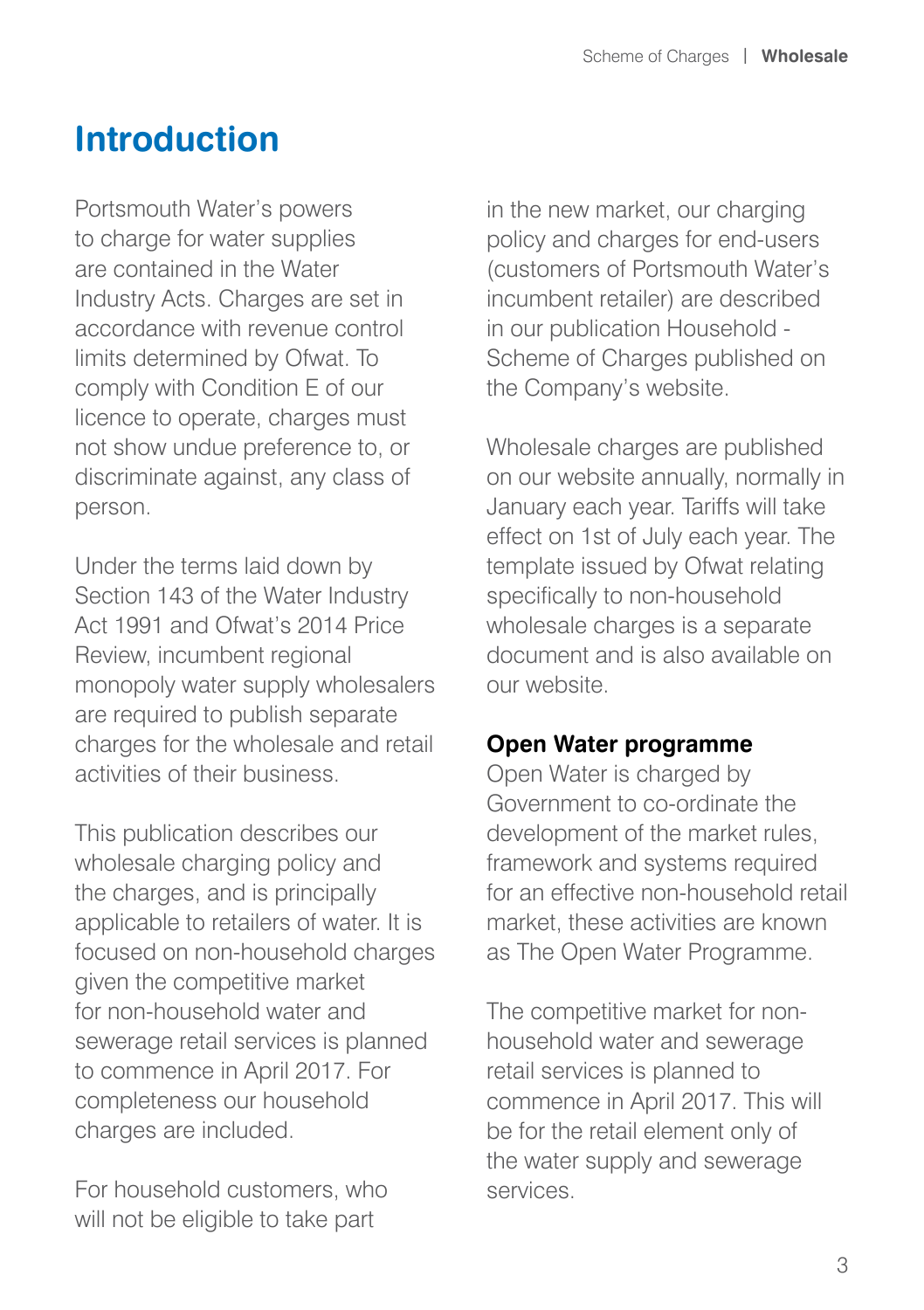# Introduction

Portsmouth Water's powers to charge for water supplies are contained in the Water Industry Acts. Charges are set in accordance with revenue control limits determined by Ofwat. To comply with Condition E of our licence to operate, charges must not show undue preference to, or discriminate against, any class of person.

Under the terms laid down by Section 143 of the Water Industry Act 1991 and Ofwat's 2014 Price Review, incumbent regional monopoly water supply wholesalers are required to publish separate charges for the wholesale and retail activities of their business.

This publication describes our wholesale charging policy and the charges, and is principally applicable to retailers of water. It is focused on non-household charges given the competitive market for non-household water and sewerage retail services is planned to commence in April 2017. For completeness our household charges are included.

For household customers, who will not be eligible to take part in the new market, our charging policy and charges for end-users (customers of Portsmouth Water's incumbent retailer) are described in our publication Household - Scheme of Charges published on the Company's website.

Wholesale charges are published on our website annually, normally in January each year. Tariffs will take effect on 1st of July each year. The template issued by Ofwat relating specifically to non-household wholesale charges is a separate document and is also available on our website.

**Open Water programme**

Open Water is charged by Government to co-ordinate the development of the market rules, framework and systems required for an effective non-household retail market, these activities are known as The Open Water Programme.

The competitive market for non-household water and sewerage retail services is planned to commence in April 2017. This will be for the retail element only of the water supply and sewerage services.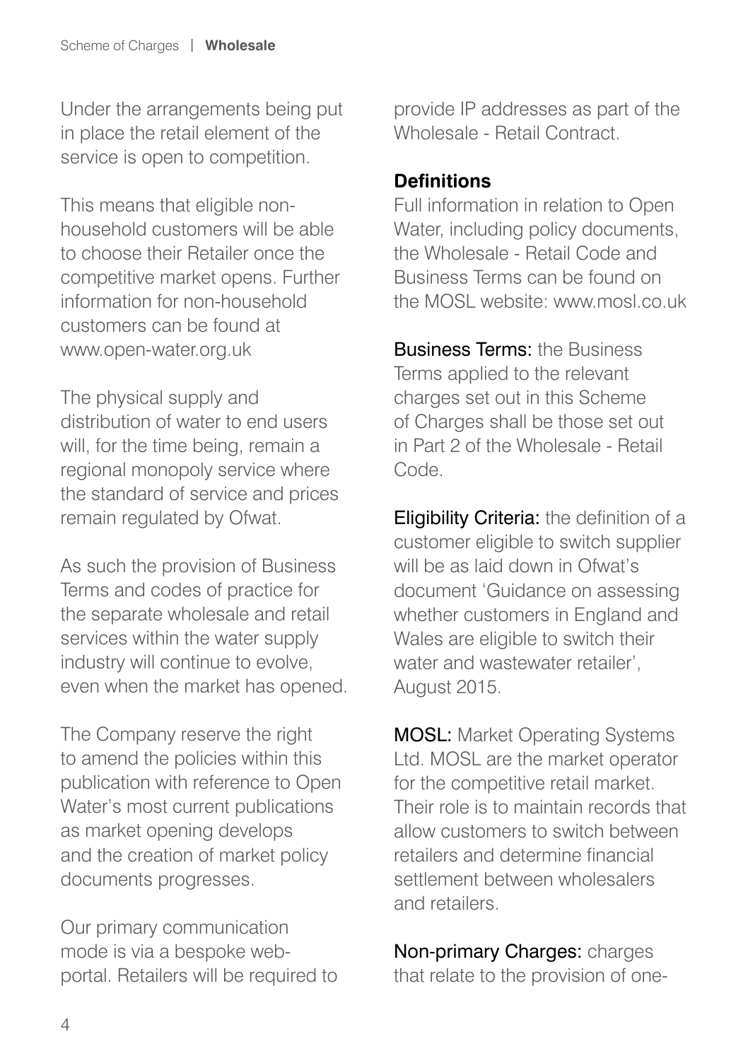Under the arrangements being put in place the retail element of the service is open to competition.

This means that eligible non-household customers will be able to choose their Retailer once the competitive market opens. Further information for non-household customers can be found at www.open-water.org.uk

The physical supply and distribution of water to end users will, for the time being, remain a regional monopoly service where the standard of service and prices remain regulated by Ofwat.

As such the provision of Business Terms and codes of practice for the separate wholesale and retail services within the water supply industry will continue to evolve, even when the market has opened.

The Company reserve the right to amend the policies within this publication with reference to Open Water's most current publications as market opening develops and the creation of market policy documents progresses.

Our primary communication mode is via a bespoke web-portal. Retailers will be required to provide IP addresses as part of the Wholesale - Retail Contract.

### Definitions

Full information in relation to Open Water, including policy documents, the Wholesale - Retail Code and Business Terms can be found on the MOSL website: www.mosl.co.uk

**Business Terms:** the Business Terms applied to the relevant charges set out in this Scheme of Charges shall be those set out in Part 2 of the Wholesale - Retail Code.

**Eligibility Criteria:** the definition of a customer eligible to switch supplier will be as laid down in Ofwat's document 'Guidance on assessing whether customers in England and Wales are eligible to switch their water and wastewater retailer', August 2015.

**MOSL:** Market Operating Systems Ltd. MOSL are the market operator for the competitive retail market. Their role is to maintain records that allow customers to switch between retailers and determine financial settlement between wholesalers and retailers.

**Non-primary Charges:** charges that relate to the provision of one-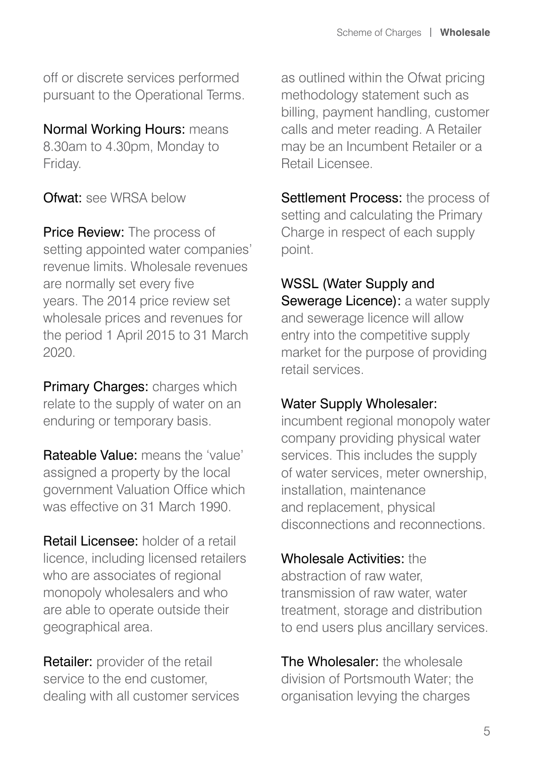off or discrete services performed pursuant to the Operational Terms.

**Normal Working Hours:** means 8.30am to 4.30pm, Monday to Friday.

**Ofwat:** see WRSA below

**Price Review:** The process of setting appointed water companies' revenue limits. Wholesale revenues are normally set every five years. The 2014 price review set wholesale prices and revenues for the period 1 April 2015 to 31 March 2020.

**Primary Charges:** charges which relate to the supply of water on an enduring or temporary basis.

**Rateable Value:** means the 'value' assigned a property by the local government Valuation Office which was effective on 31 March 1990.

**Retail Licensee:** holder of a retail licence, including licensed retailers who are associates of regional monopoly wholesalers and who are able to operate outside their geographical area.

**Retailer:** provider of the retail service to the end customer, dealing with all customer services as outlined within the Ofwat pricing methodology statement such as billing, payment handling, customer calls and meter reading. A Retailer may be an Incumbent Retailer or a Retail Licensee.

**Settlement Process:** the process of setting and calculating the Primary Charge in respect of each supply point.

**WSSL (Water Supply and Sewerage Licence):** a water supply and sewerage licence will allow entry into the competitive supply market for the purpose of providing retail services.

**Water Supply Wholesaler:** incumbent regional monopoly water company providing physical water services. This includes the supply of water services, meter ownership, installation, maintenance and replacement, physical disconnections and reconnections.

**Wholesale Activities:** the abstraction of raw water, transmission of raw water, water treatment, storage and distribution to end users plus ancillary services.

**The Wholesaler:** the wholesale division of Portsmouth Water; the organisation levying the charges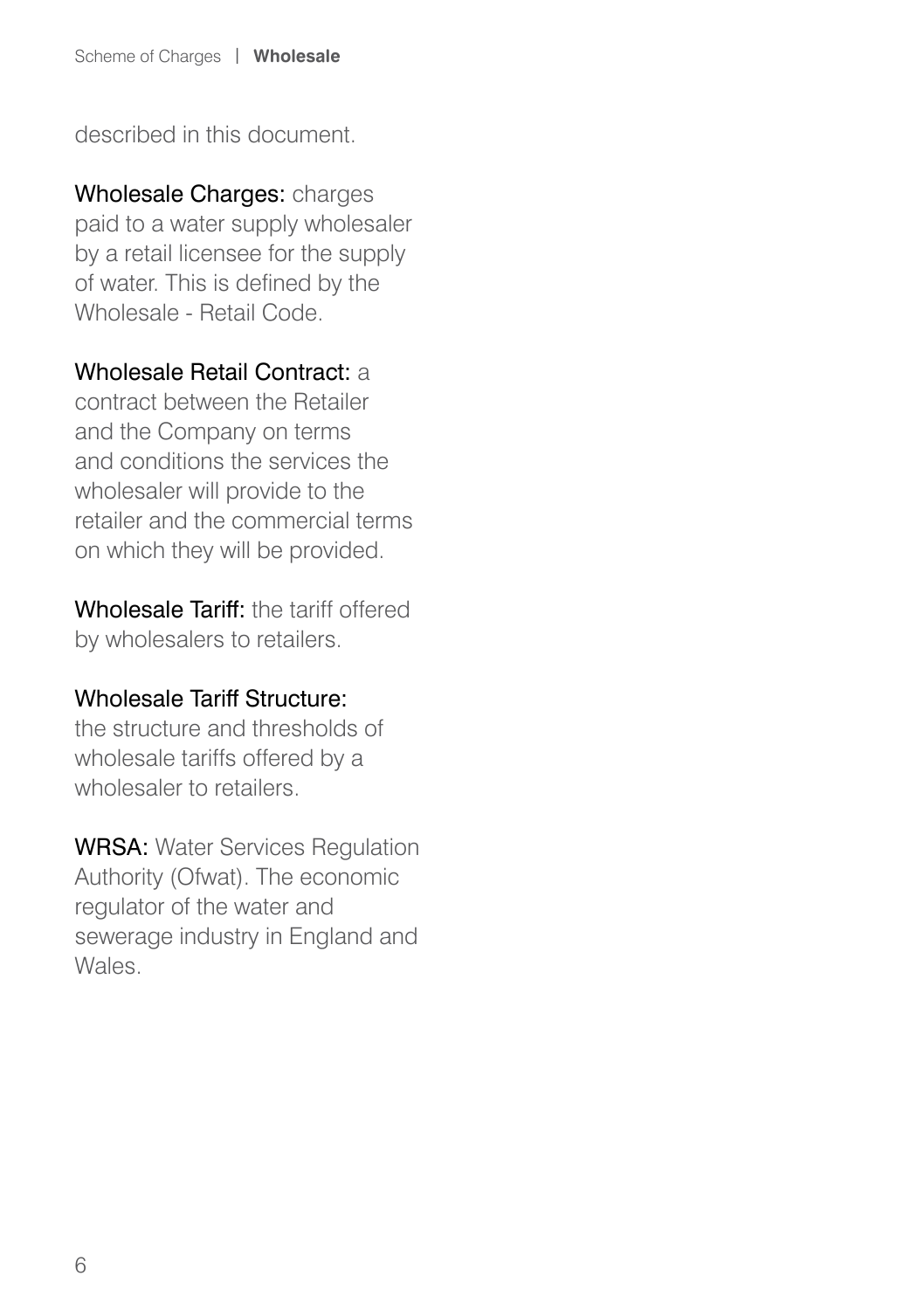described in this document.

**Wholesale Charges:** charges paid to a water supply wholesaler by a retail licensee for the supply of water. This is defined by the Wholesale - Retail Code.

**Wholesale Retail Contract:** a contract between the Retailer and the Company on terms and conditions the services the wholesaler will provide to the retailer and the commercial terms on which they will be provided.

**Wholesale Tariff:** the tariff offered by wholesalers to retailers.

**Wholesale Tariff Structure:** the structure and thresholds of wholesale tariffs offered by a wholesaler to retailers.

**WRSA:** Water Services Regulation Authority (Ofwat). The economic regulator of the water and sewerage industry in England and Wales.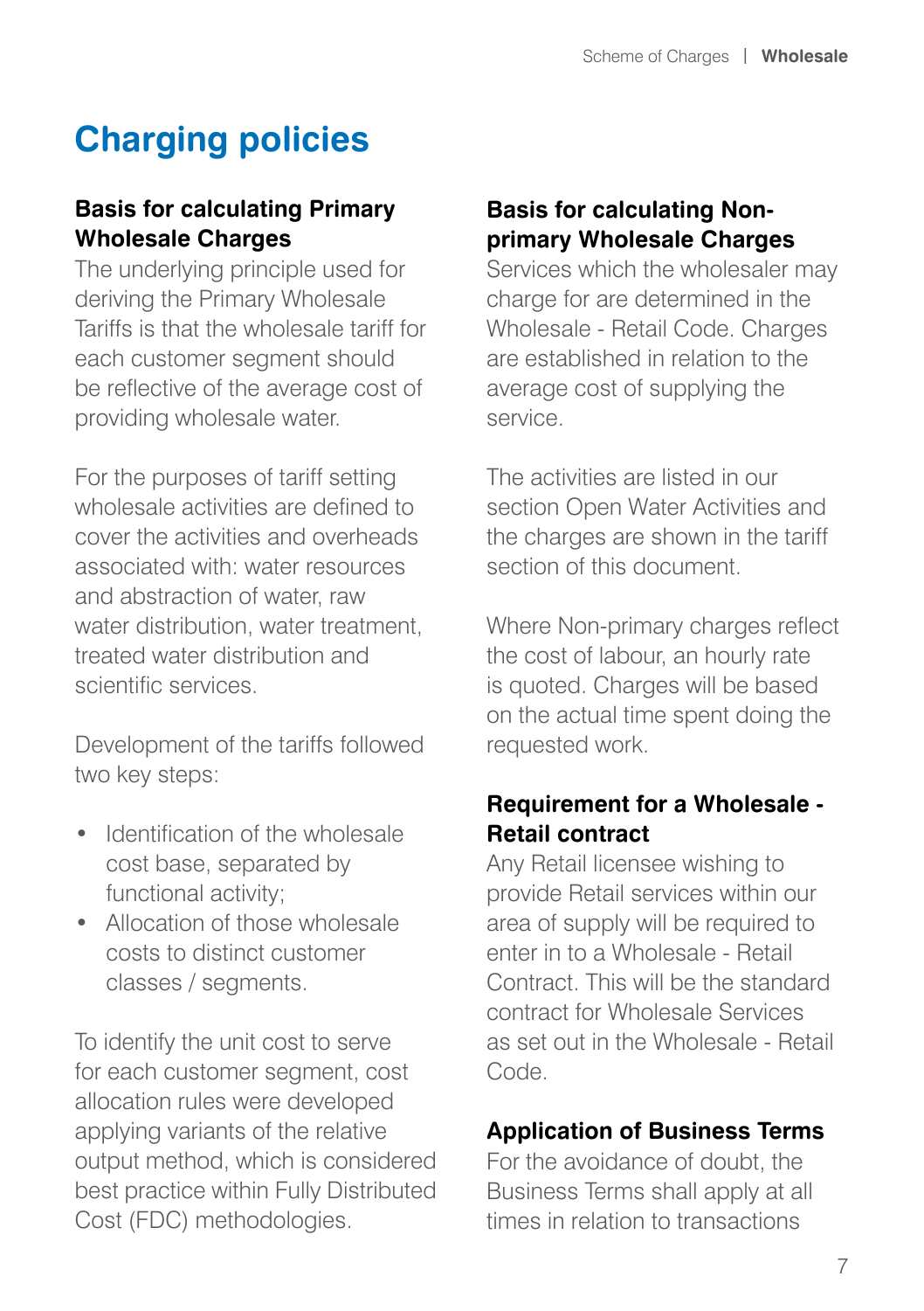# Charging policies

### Basis for calculating Primary Wholesale Charges

The underlying principle used for deriving the Primary Wholesale Tariffs is that the wholesale tariff for each customer segment should be reflective of the average cost of providing wholesale water.

For the purposes of tariff setting wholesale activities are defined to cover the activities and overheads associated with: water resources and abstraction of water, raw water distribution, water treatment, treated water distribution and scientific services.

Development of the tariffs followed two key steps:

- Identification of the wholesale cost base, separated by functional activity;
- Allocation of those wholesale costs to distinct customer classes / segments.

To identify the unit cost to serve for each customer segment, cost allocation rules were developed applying variants of the relative output method, which is considered best practice within Fully Distributed Cost (FDC) methodologies.

### Basis for calculating Non-primary Wholesale Charges

Services which the wholesaler may charge for are determined in the Wholesale - Retail Code. Charges are established in relation to the average cost of supplying the service.

The activities are listed in our section Open Water Activities and the charges are shown in the tariff section of this document.

Where Non-primary charges reflect the cost of labour, an hourly rate is quoted. Charges will be based on the actual time spent doing the requested work.

### Requirement for a Wholesale - Retail contract

Any Retail licensee wishing to provide Retail services within our area of supply will be required to enter in to a Wholesale - Retail Contract. This will be the standard contract for Wholesale Services as set out in the Wholesale - Retail Code.

### Application of Business Terms

For the avoidance of doubt, the Business Terms shall apply at all times in relation to transactions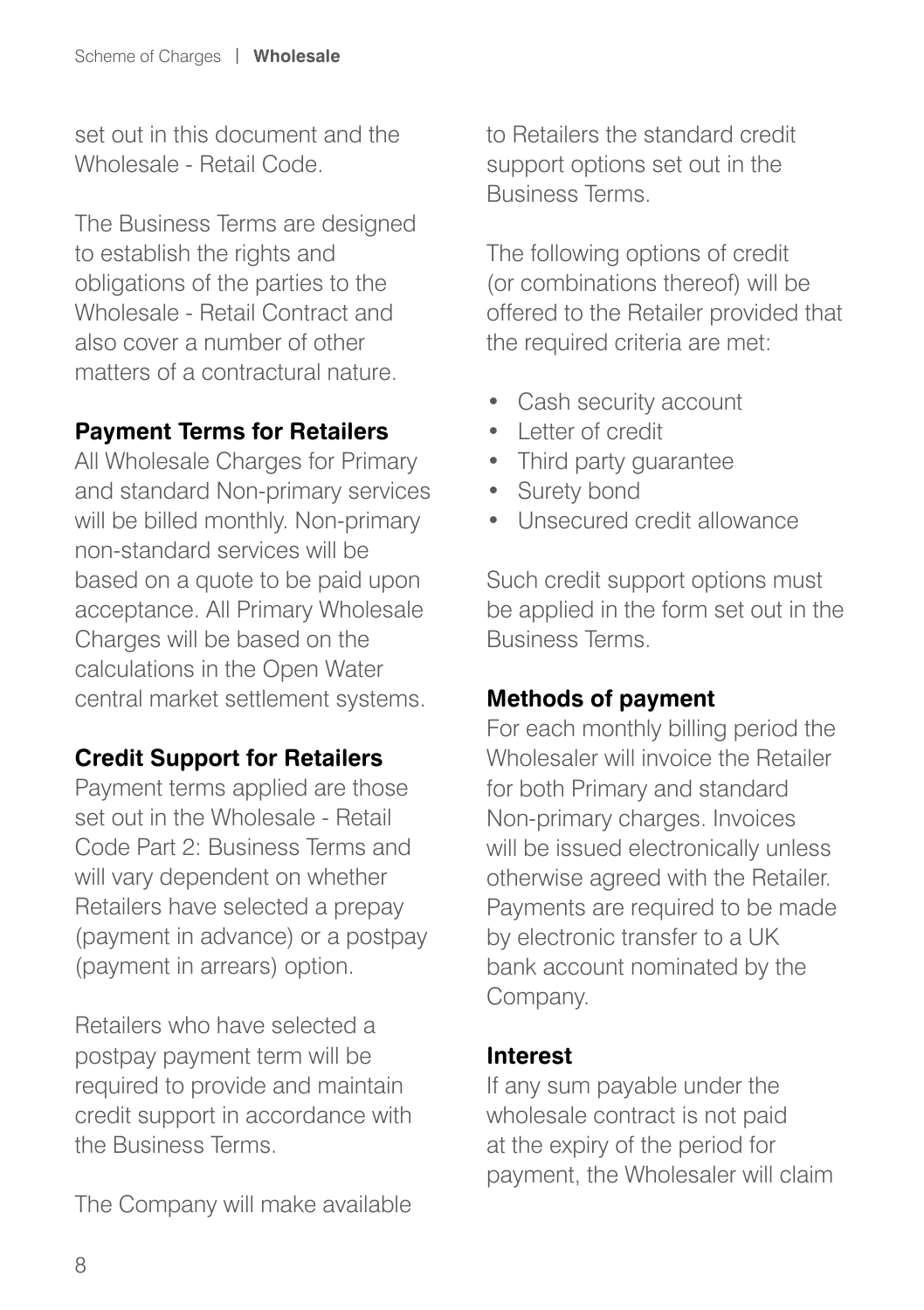set out in this document and the Wholesale - Retail Code.

The Business Terms are designed to establish the rights and obligations of the parties to the Wholesale - Retail Contract and also cover a number of other matters of a contractural nature.

### Payment Terms for Retailers

All Wholesale Charges for Primary and standard Non-primary services will be billed monthly. Non-primary non-standard services will be based on a quote to be paid upon acceptance. All Primary Wholesale Charges will be based on the calculations in the Open Water central market settlement systems.

### Credit Support for Retailers

Payment terms applied are those set out in the Wholesale - Retail Code Part 2: Business Terms and will vary dependent on whether Retailers have selected a prepay (payment in advance) or a postpay (payment in arrears) option.

Retailers who have selected a postpay payment term will be required to provide and maintain credit support in accordance with the Business Terms.

The Company will make available to Retailers the standard credit support options set out in the Business Terms.

The following options of credit (or combinations thereof) will be offered to the Retailer provided that the required criteria are met:

- Cash security account
- Letter of credit
- Third party guarantee
- Surety bond
- Unsecured credit allowance

Such credit support options must be applied in the form set out in the Business Terms.

### Methods of payment

For each monthly billing period the Wholesaler will invoice the Retailer for both Primary and standard Non-primary charges. Invoices will be issued electronically unless otherwise agreed with the Retailer. Payments are required to be made by electronic transfer to a UK bank account nominated by the Company.

### Interest

If any sum payable under the wholesale contract is not paid at the expiry of the period for payment, the Wholesaler will claim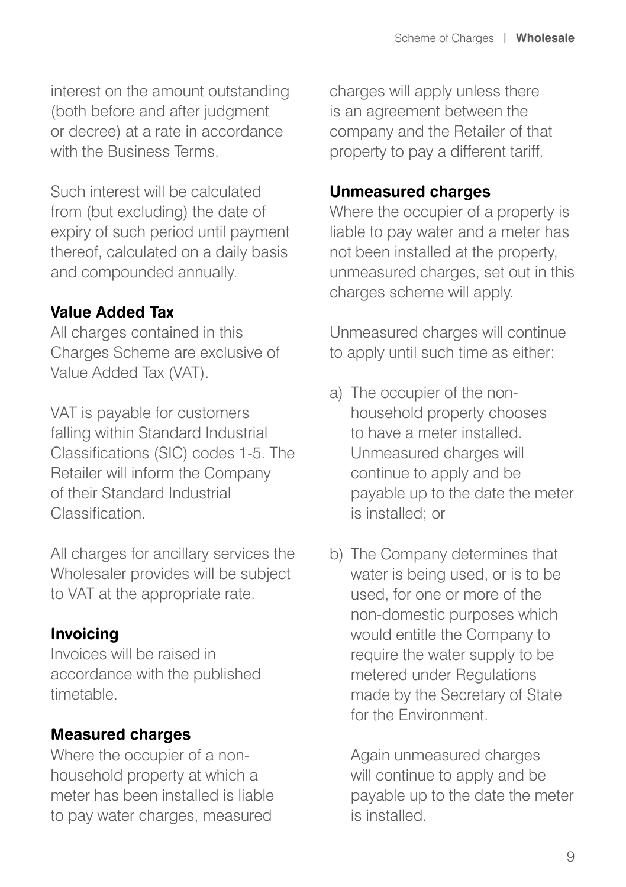interest on the amount outstanding (both before and after judgment or decree) at a rate in accordance with the Business Terms.

Such interest will be calculated from (but excluding) the date of expiry of such period until payment thereof, calculated on a daily basis and compounded annually.

### Value Added Tax

All charges contained in this Charges Scheme are exclusive of Value Added Tax (VAT).

VAT is payable for customers falling within Standard Industrial Classifications (SIC) codes 1-5. The Retailer will inform the Company of their Standard Industrial Classification.

All charges for ancillary services the Wholesaler provides will be subject to VAT at the appropriate rate.

### Invoicing

Invoices will be raised in accordance with the published timetable.

### Measured charges

Where the occupier of a non-household property at which a meter has been installed is liable to pay water charges, measured charges will apply unless there is an agreement between the company and the Retailer of that property to pay a different tariff.

### Unmeasured charges

Where the occupier of a property is liable to pay water and a meter has not been installed at the property, unmeasured charges, set out in this charges scheme will apply.

Unmeasured charges will continue to apply until such time as either:

a) The occupier of the non-household property chooses to have a meter installed. Unmeasured charges will continue to apply and be payable up to the date the meter is installed; or

b) The Company determines that water is being used, or is to be used, for one or more of the non-domestic purposes which would entitle the Company to require the water supply to be metered under Regulations made by the Secretary of State for the Environment.

   Again unmeasured charges will continue to apply and be payable up to the date the meter is installed.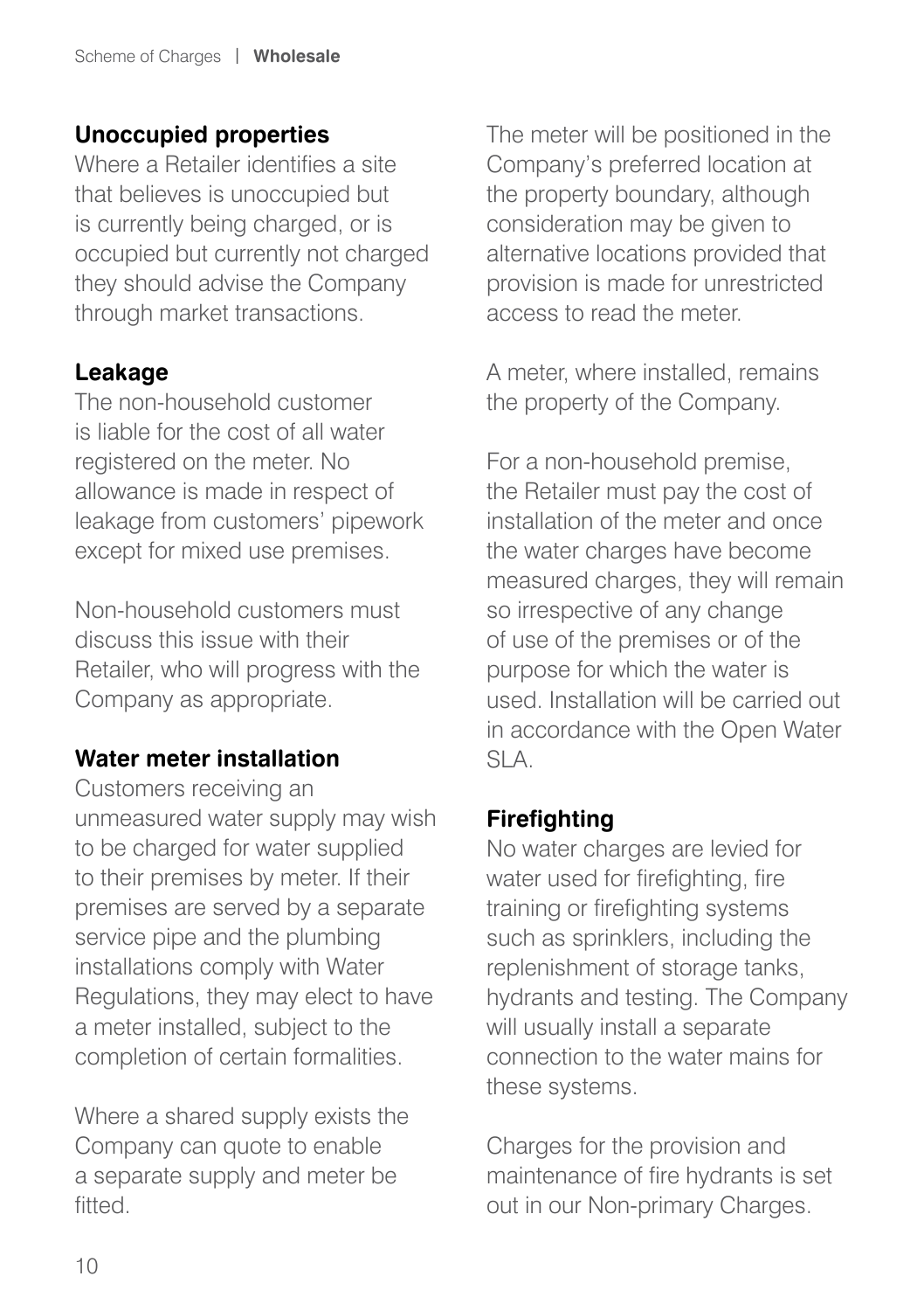## Unoccupied properties

Where a Retailer identifies a site that believes is unoccupied but is currently being charged, or is occupied but currently not charged they should advise the Company through market transactions.

## Leakage

The non-household customer is liable for the cost of all water registered on the meter. No allowance is made in respect of leakage from customers' pipework except for mixed use premises.

Non-household customers must discuss this issue with their Retailer, who will progress with the Company as appropriate.

## Water meter installation

Customers receiving an unmeasured water supply may wish to be charged for water supplied to their premises by meter. If their premises are served by a separate service pipe and the plumbing installations comply with Water Regulations, they may elect to have a meter installed, subject to the completion of certain formalities.

Where a shared supply exists the Company can quote to enable a separate supply and meter be fitted.

The meter will be positioned in the Company's preferred location at the property boundary, although consideration may be given to alternative locations provided that provision is made for unrestricted access to read the meter.

A meter, where installed, remains the property of the Company.

For a non-household premise, the Retailer must pay the cost of installation of the meter and once the water charges have become measured charges, they will remain so irrespective of any change of use of the premises or of the purpose for which the water is used. Installation will be carried out in accordance with the Open Water SLA.

## Firefighting

No water charges are levied for water used for firefighting, fire training or firefighting systems such as sprinklers, including the replenishment of storage tanks, hydrants and testing. The Company will usually install a separate connection to the water mains for these systems.

Charges for the provision and maintenance of fire hydrants is set out in our Non-primary Charges.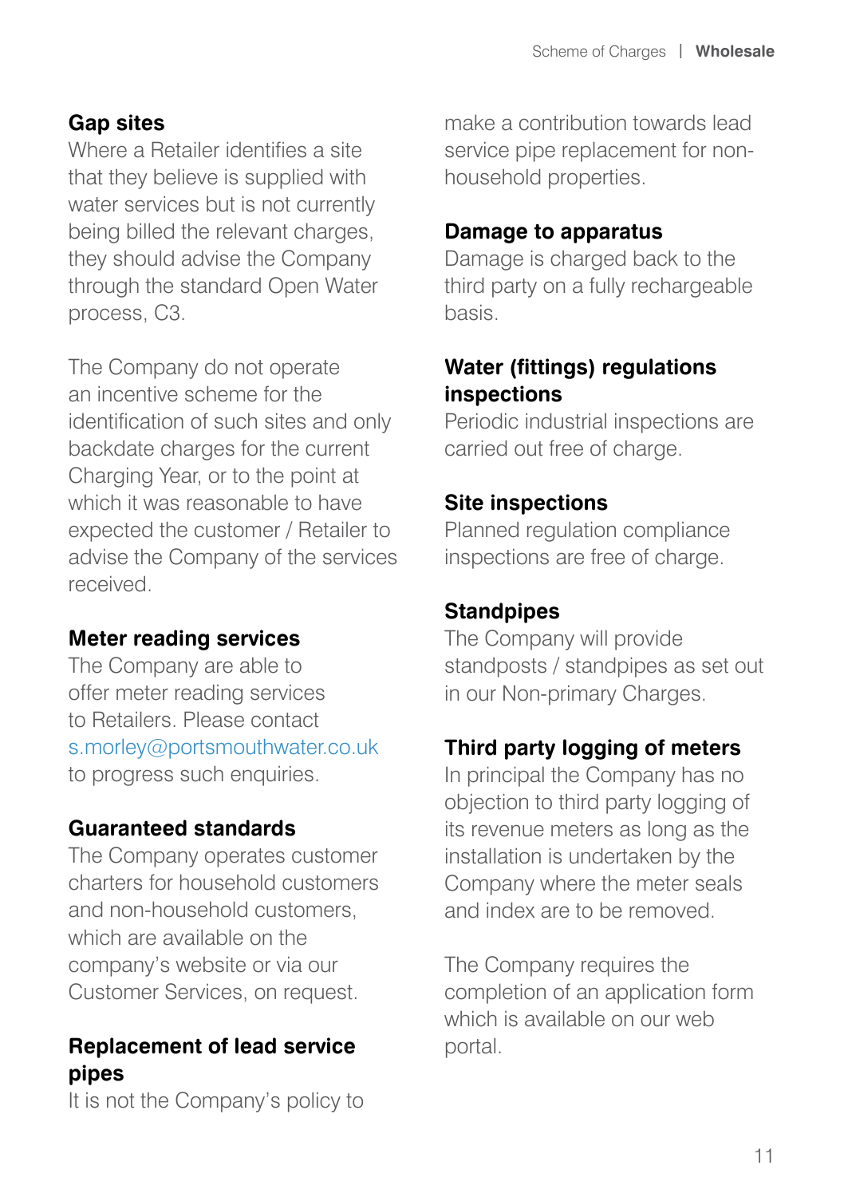### Gap sites

Where a Retailer identifies a site that they believe is supplied with water services but is not currently being billed the relevant charges, they should advise the Company through the standard Open Water process, C3.

The Company do not operate an incentive scheme for the identification of such sites and only backdate charges for the current Charging Year, or to the point at which it was reasonable to have expected the customer / Retailer to advise the Company of the services received.

### Meter reading services

The Company are able to offer meter reading services to Retailers. Please contact s.morley@portsmouthwater.co.uk to progress such enquiries.

### Guaranteed standards

The Company operates customer charters for household customers and non-household customers, which are available on the company's website or via our Customer Services, on request.

### Replacement of lead service pipes

It is not the Company's policy to make a contribution towards lead service pipe replacement for non-household properties.

### Damage to apparatus

Damage is charged back to the third party on a fully rechargeable basis.

### Water (fittings) regulations inspections

Periodic industrial inspections are carried out free of charge.

### Site inspections

Planned regulation compliance inspections are free of charge.

### Standpipes

The Company will provide standposts / standpipes as set out in our Non-primary Charges.

### Third party logging of meters

In principal the Company has no objection to third party logging of its revenue meters as long as the installation is undertaken by the Company where the meter seals and index are to be removed.

The Company requires the completion of an application form which is available on our web portal.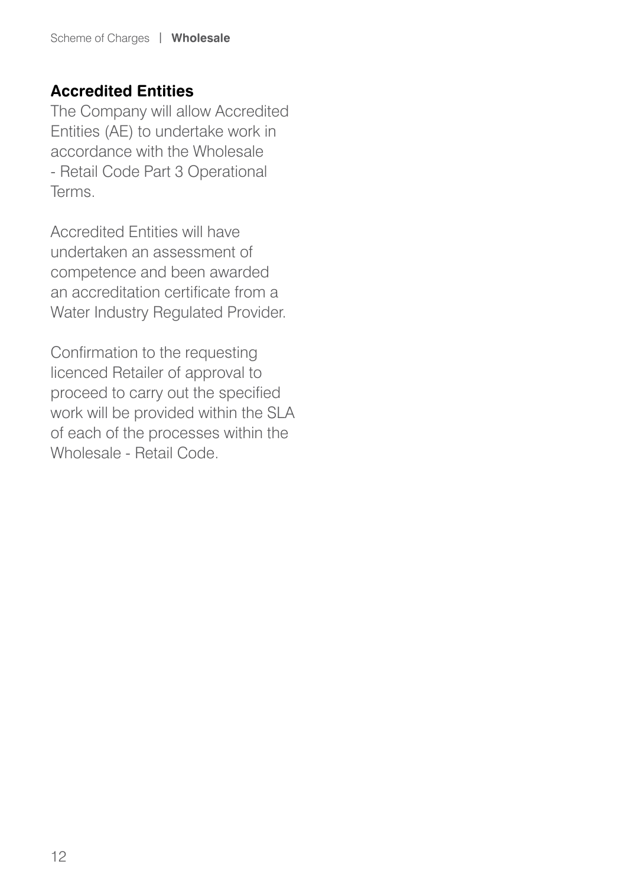## Accredited Entities

The Company will allow Accredited Entities (AE) to undertake work in accordance with the Wholesale - Retail Code Part 3 Operational Terms.

Accredited Entities will have undertaken an assessment of competence and been awarded an accreditation certificate from a Water Industry Regulated Provider.

Confirmation to the requesting licenced Retailer of approval to proceed to carry out the specified work will be provided within the SLA of each of the processes within the Wholesale - Retail Code.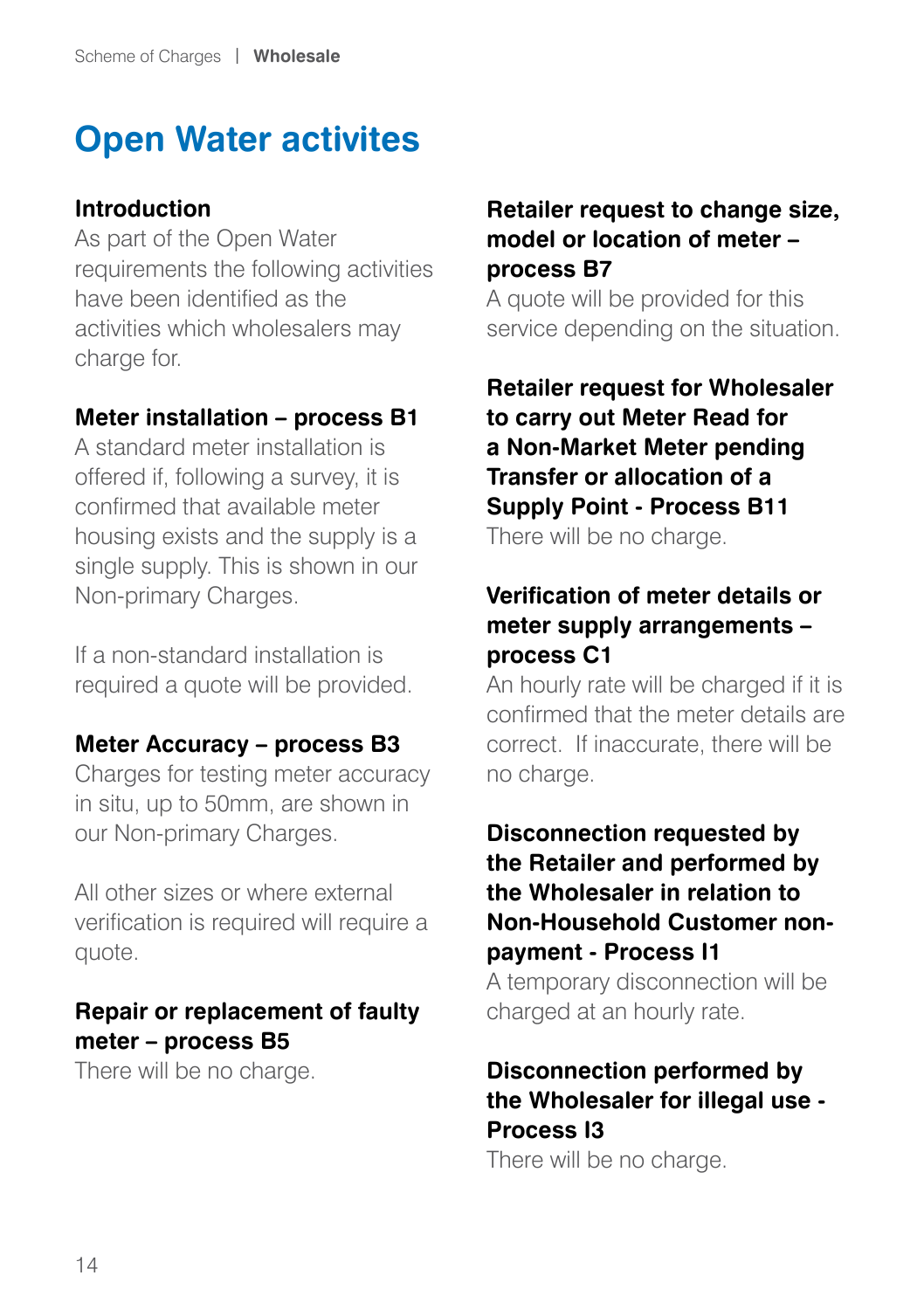# Open Water activites

## Introduction

As part of the Open Water requirements the following activities have been identified as the activities which wholesalers may charge for.

## Meter installation – process B1

A standard meter installation is offered if, following a survey, it is confirmed that available meter housing exists and the supply is a single supply. This is shown in our Non-primary Charges.

If a non-standard installation is required a quote will be provided.

## Meter Accuracy – process B3

Charges for testing meter accuracy in situ, up to 50mm, are shown in our Non-primary Charges.

All other sizes or where external verification is required will require a quote.

## Repair or replacement of faulty meter – process B5

There will be no charge.

## Retailer request to change size, model or location of meter – process B7

A quote will be provided for this service depending on the situation.

## Retailer request for Wholesaler to carry out Meter Read for a Non-Market Meter pending Transfer or allocation of a Supply Point - Process B11

There will be no charge.

## Verification of meter details or meter supply arrangements – process C1

An hourly rate will be charged if it is confirmed that the meter details are correct. If inaccurate, there will be no charge.

## Disconnection requested by the Retailer and performed by the Wholesaler in relation to Non-Household Customer non-payment - Process I1

A temporary disconnection will be charged at an hourly rate.

## Disconnection performed by the Wholesaler for illegal use - Process I3

There will be no charge.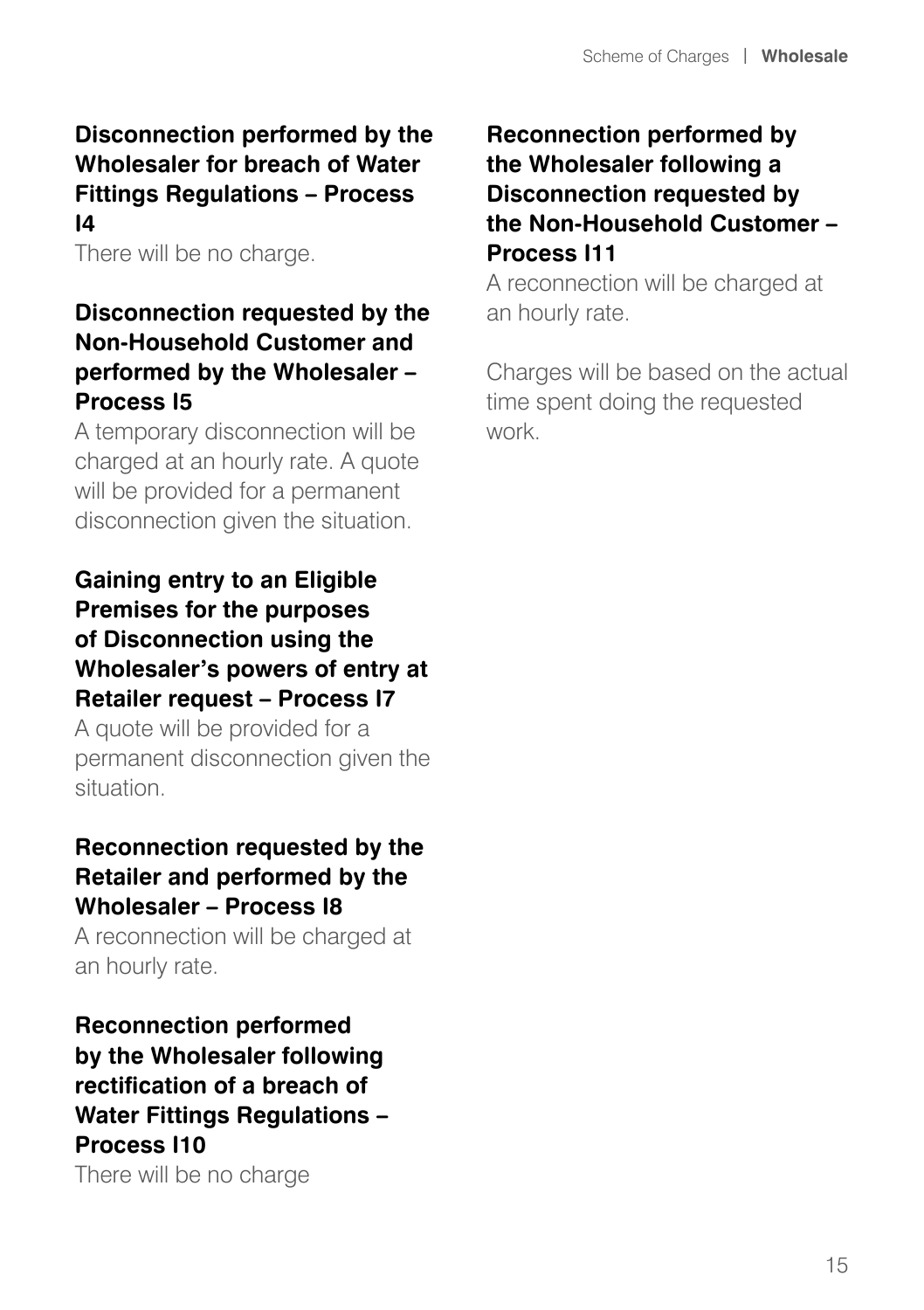### Disconnection performed by the Wholesaler for breach of Water Fittings Regulations – Process I4

There will be no charge.

### Disconnection requested by the Non-Household Customer and performed by the Wholesaler – Process I5

A temporary disconnection will be charged at an hourly rate. A quote will be provided for a permanent disconnection given the situation.

### Gaining entry to an Eligible Premises for the purposes of Disconnection using the Wholesaler's powers of entry at Retailer request – Process I7

A quote will be provided for a permanent disconnection given the situation.

### Reconnection requested by the Retailer and performed by the Wholesaler – Process I8

A reconnection will be charged at an hourly rate.

### Reconnection performed by the Wholesaler following rectification of a breach of Water Fittings Regulations – Process I10

There will be no charge

### Reconnection performed by the Wholesaler following a Disconnection requested by the Non-Household Customer – Process I11

A reconnection will be charged at an hourly rate.

Charges will be based on the actual time spent doing the requested work.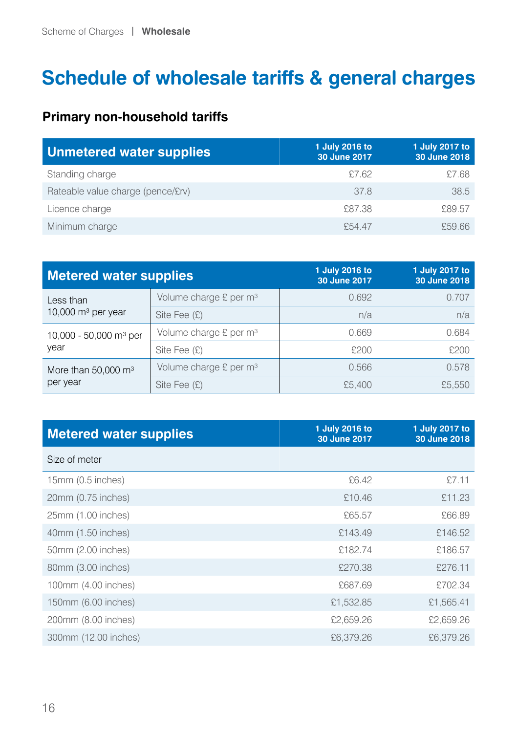# Schedule of wholesale tariffs & general charges

## Primary non-household tariffs

| Unmetered water supplies | 1 July 2016 to 30 June 2017 | 1 July 2017 to 30 June 2018 |
|---|---|---|
| Standing charge | £7.62 | £7.68 |
| Rateable value charge (pence/£rv) | 37.8 | 38.5 |
| Licence charge | £87.38 | £89.57 |
| Minimum charge | £54.47 | £59.66 |

| Metered water supplies | | 1 July 2016 to 30 June 2017 | 1 July 2017 to 30 June 2018 |
|---|---|---|---|
| Less than 10,000 $m^3$ per year | Volume charge £ per $m^3$ | 0.692 | 0.707 |
| | Site Fee (£) | n/a | n/a |
| 10,000 - 50,000 $m^3$ per year | Volume charge £ per $m^3$ | 0.669 | 0.684 |
| | Site Fee (£) | £200 | £200 |
| More than 50,000 $m^3$ per year | Volume charge £ per $m^3$ | 0.566 | 0.578 |
| | Site Fee (£) | £5,400 | £5,550 |

| Metered water supplies | 1 July 2016 to 30 June 2017 | 1 July 2017 to 30 June 2018 |
|---|---|---|
| Size of meter | | |
| 15mm (0.5 inches) | £6.42 | £7.11 |
| 20mm (0.75 inches) | £10.46 | £11.23 |
| 25mm (1.00 inches) | £65.57 | £66.89 |
| 40mm (1.50 inches) | £143.49 | £146.52 |
| 50mm (2.00 inches) | £182.74 | £186.57 |
| 80mm (3.00 inches) | £270.38 | £276.11 |
| 100mm (4.00 inches) | £687.69 | £702.34 |
| 150mm (6.00 inches) | £1,532.85 | £1,565.41 |
| 200mm (8.00 inches) | £2,659.26 | £2,659.26 |
| 300mm (12.00 inches) | £6,379.26 | £6,379.26 |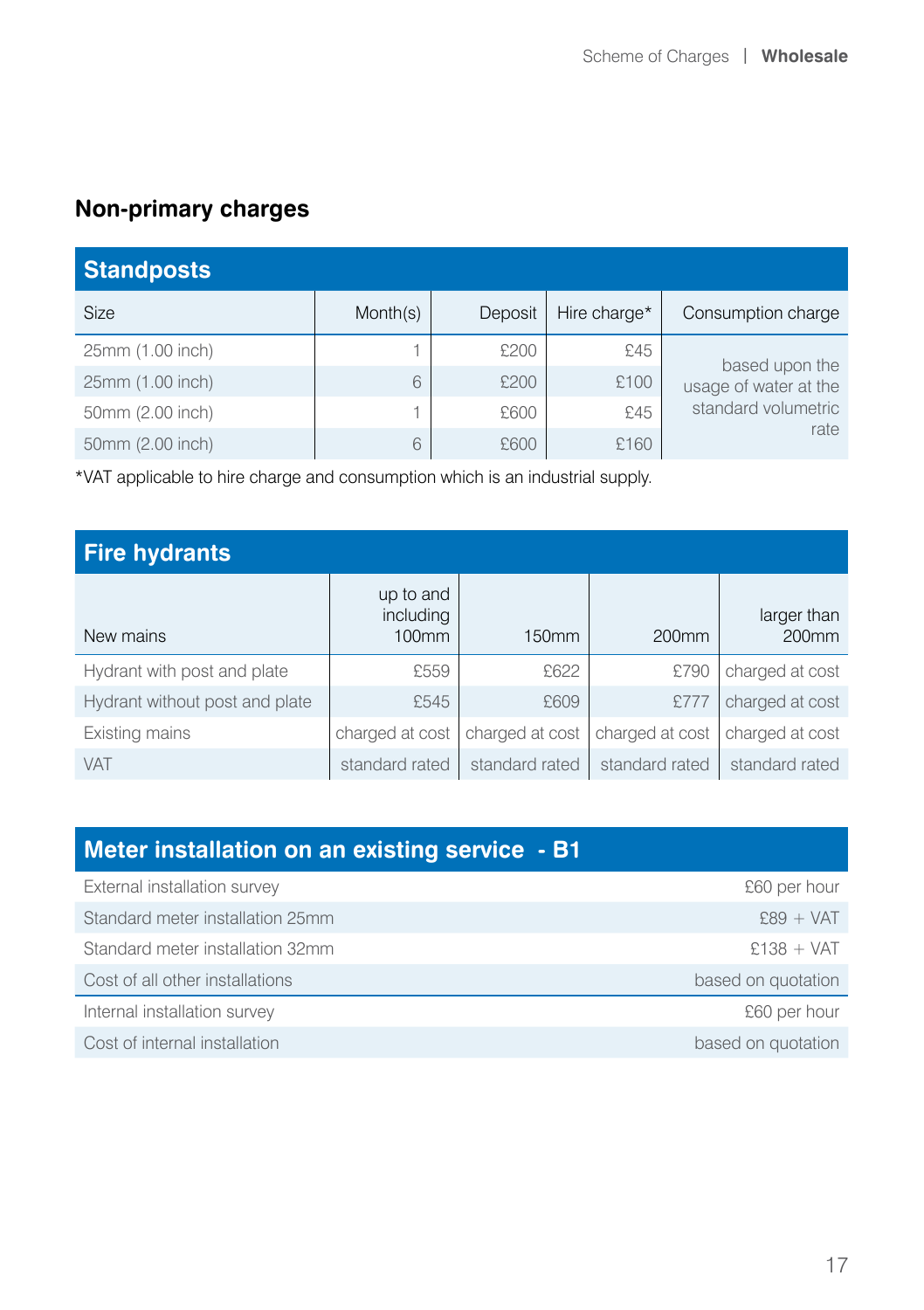## Non-primary charges

### Standposts

| Size | Month(s) | Deposit | Hire charge* | Consumption charge |
|---|---|---|---|---|
| 25mm (1.00 inch) | 1 | £200 | £45 | based upon the usage of water at the standard volumetric rate |
| 25mm (1.00 inch) | 6 | £200 | £100 | |
| 50mm (2.00 inch) | 1 | £600 | £45 | |
| 50mm (2.00 inch) | 6 | £600 | £160 | |

*VAT applicable to hire charge and consumption which is an industrial supply.

### Fire hydrants

| New mains | up to and including 100mm | 150mm | 200mm | larger than 200mm |
|---|---|---|---|---|
| Hydrant with post and plate | £559 | £622 | £790 | charged at cost |
| Hydrant without post and plate | £545 | £609 | £777 | charged at cost |
| Existing mains | charged at cost | charged at cost | charged at cost | charged at cost |
| VAT | standard rated | standard rated | standard rated | standard rated |

### Meter installation on an existing service - B1

| | |
|---|---|
| External installation survey | £60 per hour |
| Standard meter installation 25mm | £89 + VAT |
| Standard meter installation 32mm | £138 + VAT |
| Cost of all other installations | based on quotation |
| Internal installation survey | £60 per hour |
| Cost of internal installation | based on quotation |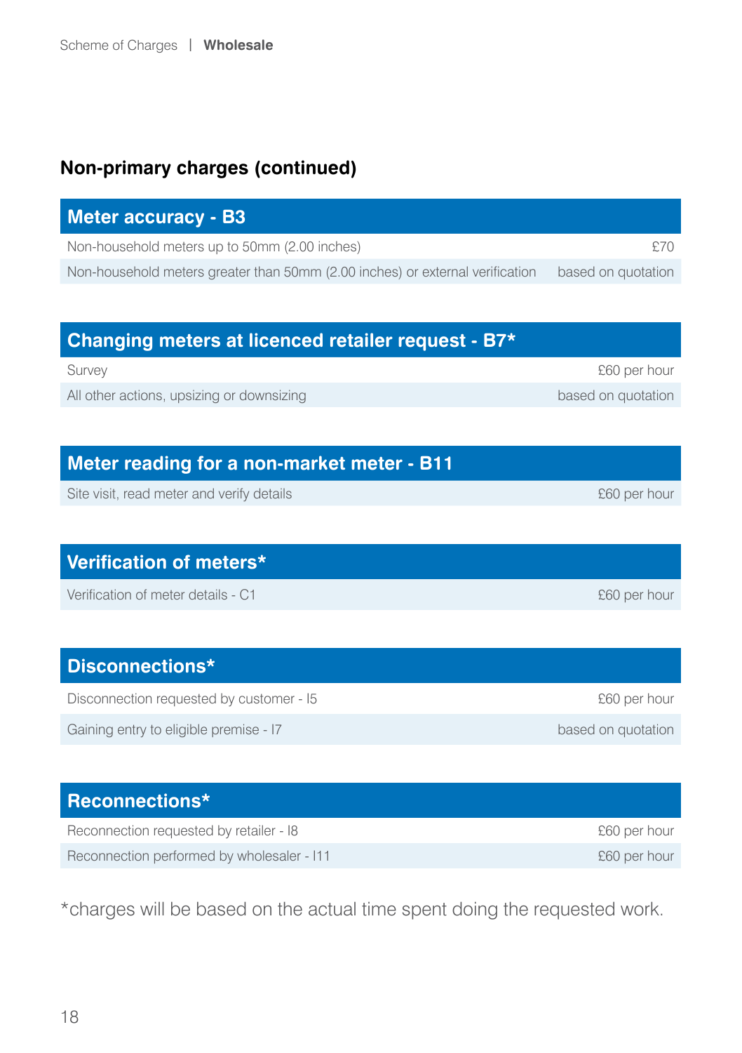## Non-primary charges (continued)

| Meter accuracy - B3 | |
|---|---|
| Non-household meters up to 50mm (2.00 inches) | £70 |
| Non-household meters greater than 50mm (2.00 inches) or external verification | based on quotation |

| Changing meters at licenced retailer request - B7* | |
|---|---|
| Survey | £60 per hour |
| All other actions, upsizing or downsizing | based on quotation |

| Meter reading for a non-market meter - B11 | |
|---|---|
| Site visit, read meter and verify details | £60 per hour |

| Verification of meters* | |
|---|---|
| Verification of meter details - C1 | £60 per hour |

| Disconnections* | |
|---|---|
| Disconnection requested by customer - I5 | £60 per hour |
| Gaining entry to eligible premise - I7 | based on quotation |

| Reconnections* | |
|---|---|
| Reconnection requested by retailer - I8 | £60 per hour |
| Reconnection performed by wholesaler - I11 | £60 per hour |

*charges will be based on the actual time spent doing the requested work.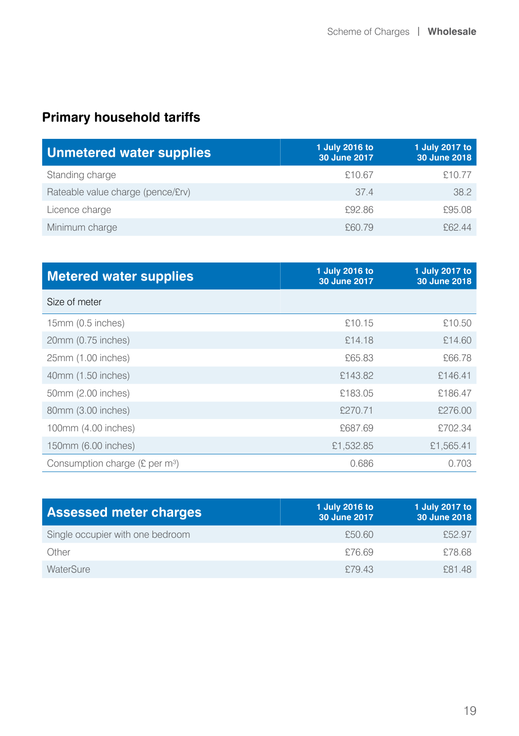## Primary household tariffs

| Unmetered water supplies | 1 July 2016 to 30 June 2017 | 1 July 2017 to 30 June 2018 |
|---|---|---|
| Standing charge | £10.67 | £10.77 |
| Rateable value charge (pence/£rv) | 37.4 | 38.2 |
| Licence charge | £92.86 | £95.08 |
| Minimum charge | £60.79 | £62.44 |

| Metered water supplies | 1 July 2016 to 30 June 2017 | 1 July 2017 to 30 June 2018 |
|---|---|---|
| Size of meter | | |
| 15mm (0.5 inches) | £10.15 | £10.50 |
| 20mm (0.75 inches) | £14.18 | £14.60 |
| 25mm (1.00 inches) | £65.83 | £66.78 |
| 40mm (1.50 inches) | £143.82 | £146.41 |
| 50mm (2.00 inches) | £183.05 | £186.47 |
| 80mm (3.00 inches) | £270.71 | £276.00 |
| 100mm (4.00 inches) | £687.69 | £702.34 |
| 150mm (6.00 inches) | £1,532.85 | £1,565.41 |
| Consumption charge (£ per $m^3$) | 0.686 | 0.703 |

| Assessed meter charges | 1 July 2016 to 30 June 2017 | 1 July 2017 to 30 June 2018 |
|---|---|---|
| Single occupier with one bedroom | £50.60 | £52.97 |
| Other | £76.69 | £78.68 |
| WaterSure | £79.43 | £81.48 |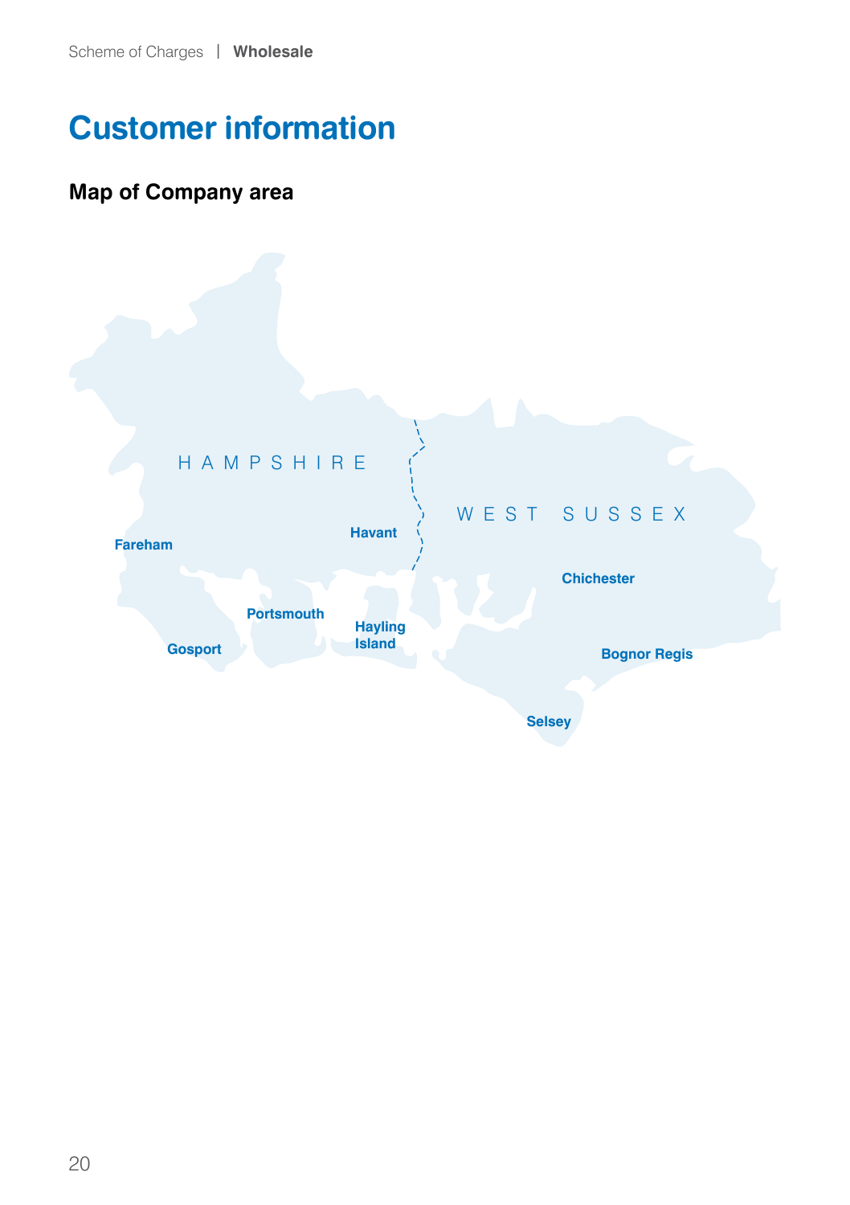# Customer information

## Map of Company area

HAMPSHIRE

WEST SUSSEX

Fareham

Havant

Portsmouth

Gosport

Hayling Island

Chichester

Bognor Regis

Selsey